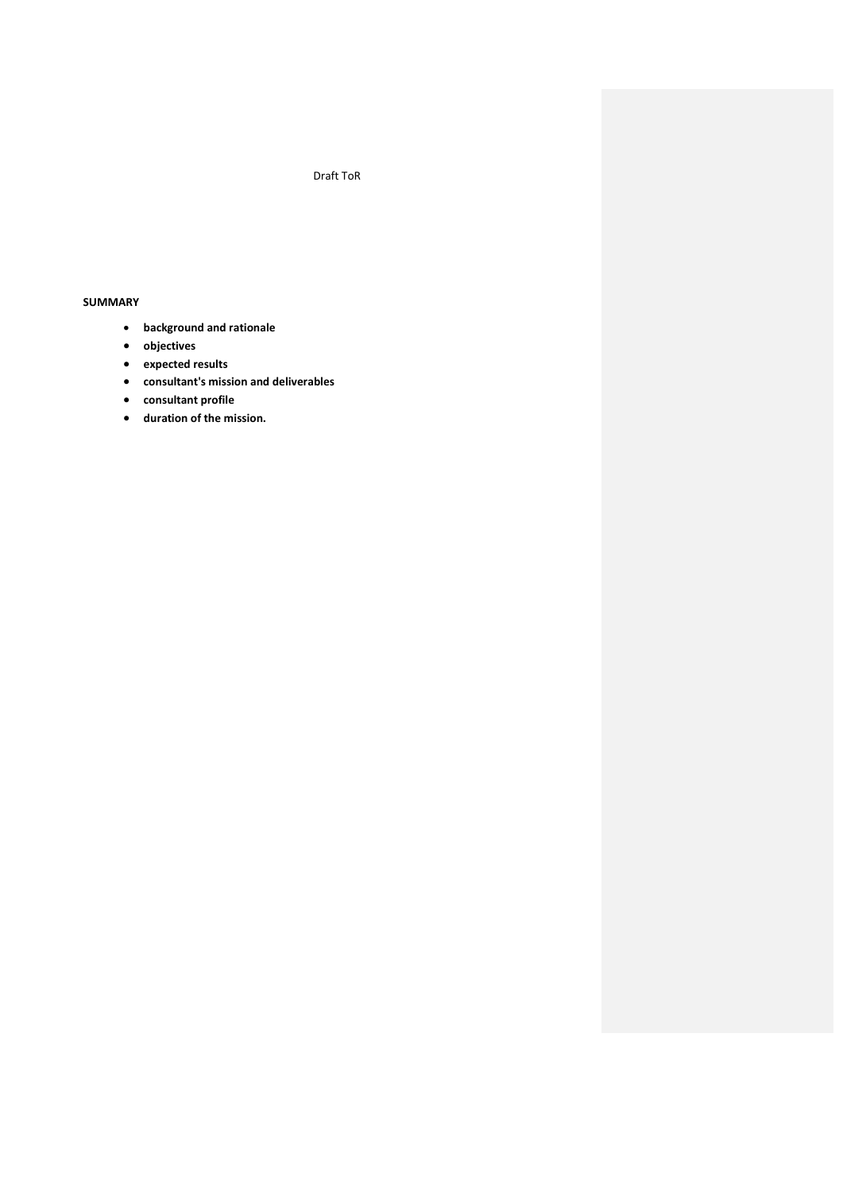Draft ToR

**SUMMARY**

- **background and rationale**
- **objectives**
- **expected results**
- **consultant's mission and deliverables**
- **consultant profile**
- **duration of the mission.**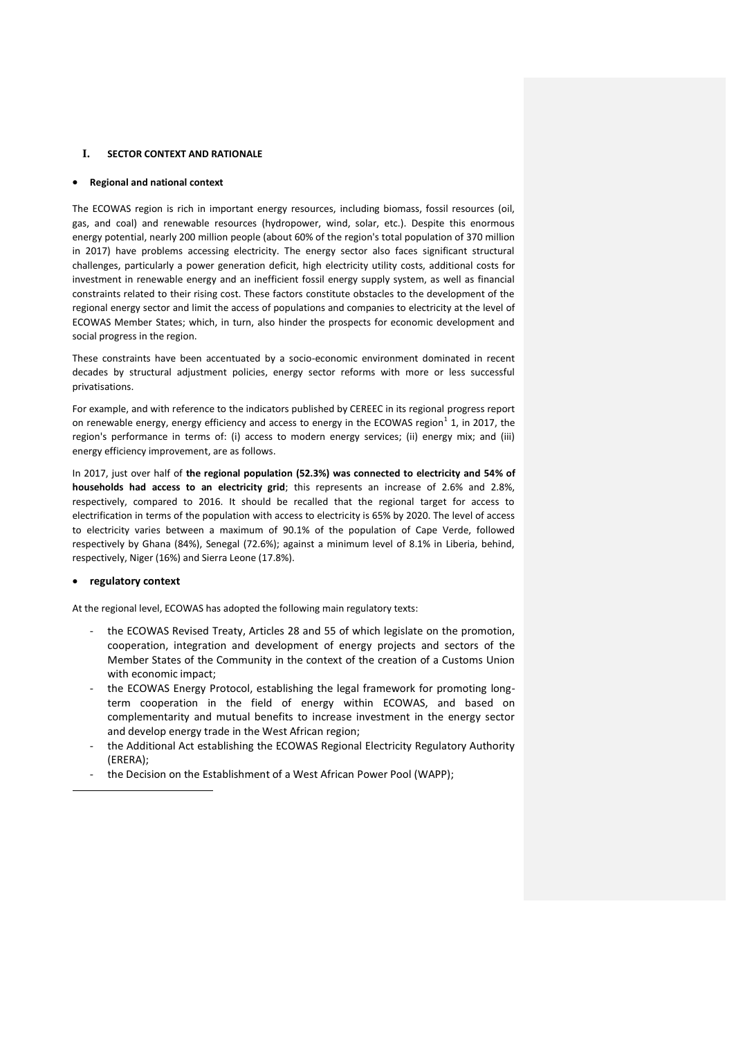# I. SECTOR CONTEXT AND RATIONALE

- **Regional and national context**

The ECOWAS region is rich in important energy resources, including biomass, fossil resources (oil, gas, and coal) and renewable resources (hydropower, wind, solar, etc.). Despite this enormous energy potential, nearly 200 million people (about 60% of the region's total population of 370 million in 2017) have problems accessing electricity. The energy sector also faces significant structural challenges, particularly a power generation deficit, high electricity utility costs, additional costs for investment in renewable energy and an inefficient fossil energy supply system, as well as financial constraints related to their rising cost. These factors constitute obstacles to the development of the regional energy sector and limit the access of populations and companies to electricity at the level of ECOWAS Member States; which, in turn, also hinder the prospects for economic development and social progress in the region.

These constraints have been accentuated by a socio-economic environment dominated in recent decades by structural adjustment policies, energy sector reforms with more or less successful privatisations.

For example, and with reference to the indicators published by CEREEC in its regional progress report on renewable energy, energy efficiency and access to energy in the ECOWAS region[1] 1, in 2017, the region's performance in terms of: (i) access to modern energy services; (ii) energy mix; and (iii) energy efficiency improvement, are as follows.

In 2017, just over half of **the regional population (52.3%) was connected to electricity and 54% of households had access to an electricity grid**; this represents an increase of 2.6% and 2.8%, respectively, compared to 2016. It should be recalled that the regional target for access to electrification in terms of the population with access to electricity is 65% by 2020. The level of access to electricity varies between a maximum of 90.1% of the population of Cape Verde, followed respectively by Ghana (84%), Senegal (72.6%); against a minimum level of 8.1% in Liberia, behind, respectively, Niger (16%) and Sierra Leone (17.8%).

- **regulatory context**

At the regional level, ECOWAS has adopted the following main regulatory texts:

- the ECOWAS Revised Treaty, Articles 28 and 55 of which legislate on the promotion, cooperation, integration and development of energy projects and sectors of the Member States of the Community in the context of the creation of a Customs Union with economic impact;
- the ECOWAS Energy Protocol, establishing the legal framework for promoting long-term cooperation in the field of energy within ECOWAS, and based on complementarity and mutual benefits to increase investment in the energy sector and develop energy trade in the West African region;
- the Additional Act establishing the ECOWAS Regional Electricity Regulatory Authority (ERERA);
- the Decision on the Establishment of a West African Power Pool (WAPP);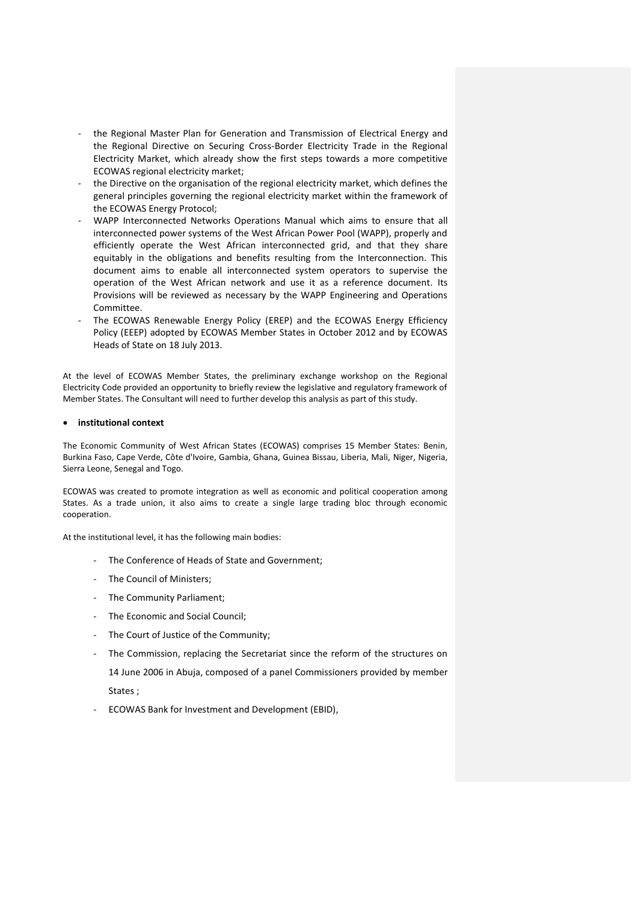- the Regional Master Plan for Generation and Transmission of Electrical Energy and the Regional Directive on Securing Cross-Border Electricity Trade in the Regional Electricity Market, which already show the first steps towards a more competitive ECOWAS regional electricity market;
- the Directive on the organisation of the regional electricity market, which defines the general principles governing the regional electricity market within the framework of the ECOWAS Energy Protocol;
- WAPP Interconnected Networks Operations Manual which aims to ensure that all interconnected power systems of the West African Power Pool (WAPP), properly and efficiently operate the West African interconnected grid, and that they share equitably in the obligations and benefits resulting from the Interconnection. This document aims to enable all interconnected system operators to supervise the operation of the West African network and use it as a reference document. Its Provisions will be reviewed as necessary by the WAPP Engineering and Operations Committee.
- The ECOWAS Renewable Energy Policy (EREP) and the ECOWAS Energy Efficiency Policy (EEEP) adopted by ECOWAS Member States in October 2012 and by ECOWAS Heads of State on 18 July 2013.

At the level of ECOWAS Member States, the preliminary exchange workshop on the Regional Electricity Code provided an opportunity to briefly review the legislative and regulatory framework of Member States. The Consultant will need to further develop this analysis as part of this study.

- **institutional context**

The Economic Community of West African States (ECOWAS) comprises 15 Member States: Benin, Burkina Faso, Cape Verde, Côte d'Ivoire, Gambia, Ghana, Guinea Bissau, Liberia, Mali, Niger, Nigeria, Sierra Leone, Senegal and Togo.

ECOWAS was created to promote integration as well as economic and political cooperation among States. As a trade union, it also aims to create a single large trading bloc through economic cooperation.

At the institutional level, it has the following main bodies:

- The Conference of Heads of State and Government;
- The Council of Ministers;
- The Community Parliament;
- The Economic and Social Council;
- The Court of Justice of the Community;
- The Commission, replacing the Secretariat since the reform of the structures on 14 June 2006 in Abuja, composed of a panel Commissioners provided by member States ;
- ECOWAS Bank for Investment and Development (EBID),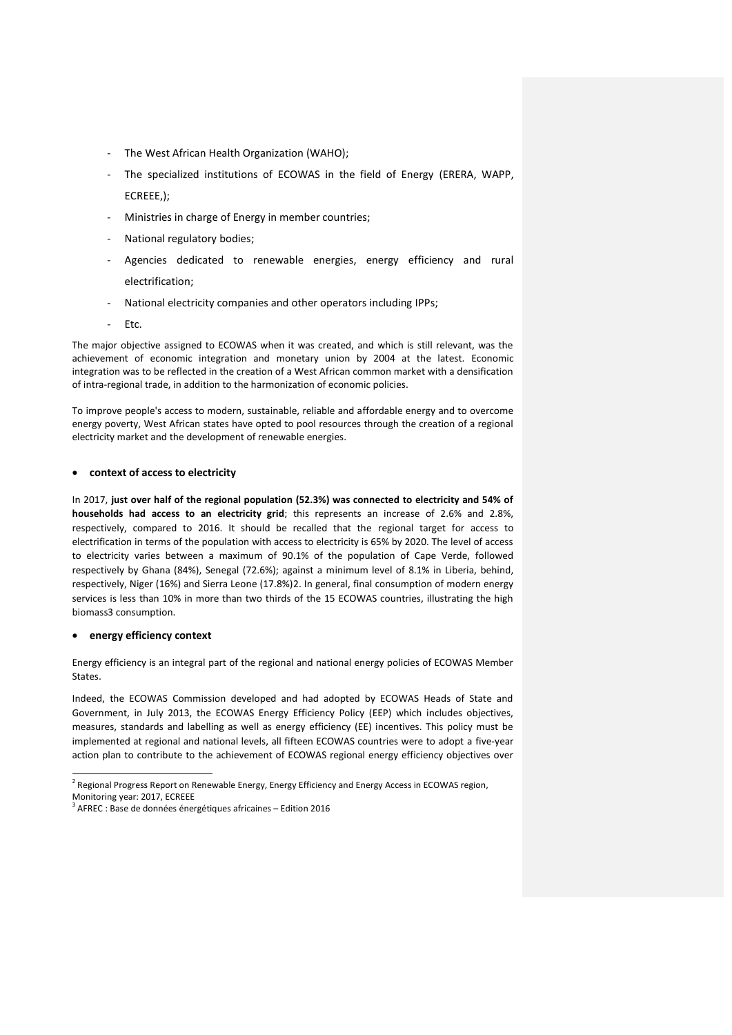- The West African Health Organization (WAHO);
- The specialized institutions of ECOWAS in the field of Energy (ERERA, WAPP, ECREEE,);
- Ministries in charge of Energy in member countries;
- National regulatory bodies;
- Agencies dedicated to renewable energies, energy efficiency and rural electrification;
- National electricity companies and other operators including IPPs;
- Etc.

The major objective assigned to ECOWAS when it was created, and which is still relevant, was the achievement of economic integration and monetary union by 2004 at the latest. Economic integration was to be reflected in the creation of a West African common market with a densification of intra-regional trade, in addition to the harmonization of economic policies.

To improve people's access to modern, sustainable, reliable and affordable energy and to overcome energy poverty, West African states have opted to pool resources through the creation of a regional electricity market and the development of renewable energies.

- **context of access to electricity**

In 2017, **just over half of the regional population (52.3%) was connected to electricity and 54% of households had access to an electricity grid**; this represents an increase of 2.6% and 2.8%, respectively, compared to 2016. It should be recalled that the regional target for access to electrification in terms of the population with access to electricity is 65% by 2020. The level of access to electricity varies between a maximum of 90.1% of the population of Cape Verde, followed respectively by Ghana (84%), Senegal (72.6%); against a minimum level of 8.1% in Liberia, behind, respectively, Niger (16%) and Sierra Leone (17.8%)[2]. In general, final consumption of modern energy services is less than 10% in more than two thirds of the 15 ECOWAS countries, illustrating the high biomass[3] consumption.

- **energy efficiency context**

Energy efficiency is an integral part of the regional and national energy policies of ECOWAS Member States.

Indeed, the ECOWAS Commission developed and had adopted by ECOWAS Heads of State and Government, in July 2013, the ECOWAS Energy Efficiency Policy (EEP) which includes objectives, measures, standards and labelling as well as energy efficiency (EE) incentives. This policy must be implemented at regional and national levels, all fifteen ECOWAS countries were to adopt a five-year action plan to contribute to the achievement of ECOWAS regional energy efficiency objectives over

[2] Regional Progress Report on Renewable Energy, Energy Efficiency and Energy Access in ECOWAS region, Monitoring year: 2017, ECREEE

[3] AFREC : Base de données énergétiques africaines – Edition 2016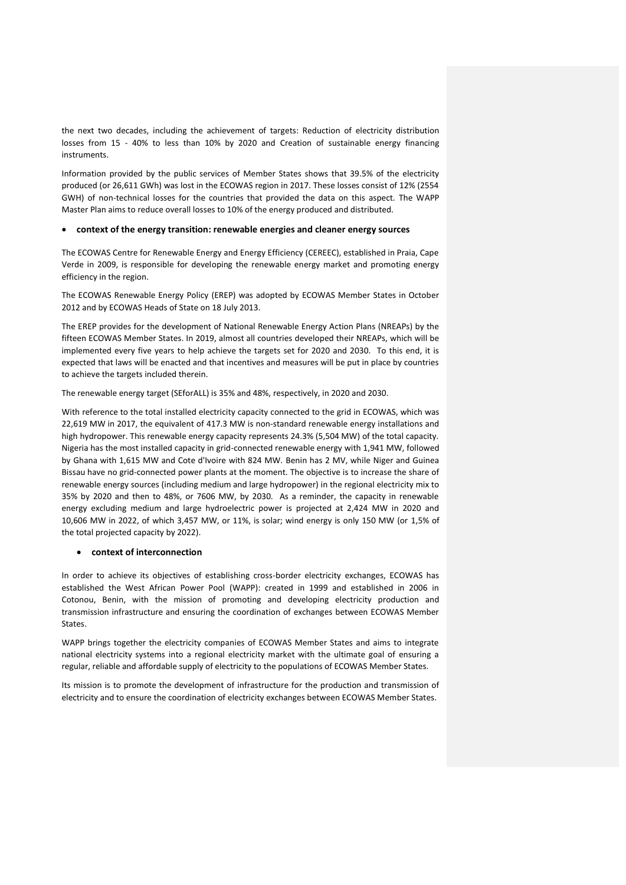the next two decades, including the achievement of targets: Reduction of electricity distribution losses from 15 - 40% to less than 10% by 2020 and Creation of sustainable energy financing instruments.

Information provided by the public services of Member States shows that 39.5% of the electricity produced (or 26,611 GWh) was lost in the ECOWAS region in 2017. These losses consist of 12% (2554 GWH) of non-technical losses for the countries that provided the data on this aspect. The WAPP Master Plan aims to reduce overall losses to 10% of the energy produced and distributed.

- **context of the energy transition: renewable energies and cleaner energy sources**

The ECOWAS Centre for Renewable Energy and Energy Efficiency (CEREEC), established in Praia, Cape Verde in 2009, is responsible for developing the renewable energy market and promoting energy efficiency in the region.

The ECOWAS Renewable Energy Policy (EREP) was adopted by ECOWAS Member States in October 2012 and by ECOWAS Heads of State on 18 July 2013.

The EREP provides for the development of National Renewable Energy Action Plans (NREAPs) by the fifteen ECOWAS Member States. In 2019, almost all countries developed their NREAPs, which will be implemented every five years to help achieve the targets set for 2020 and 2030. To this end, it is expected that laws will be enacted and that incentives and measures will be put in place by countries to achieve the targets included therein.

The renewable energy target (SEforALL) is 35% and 48%, respectively, in 2020 and 2030.

With reference to the total installed electricity capacity connected to the grid in ECOWAS, which was 22,619 MW in 2017, the equivalent of 417.3 MW is non-standard renewable energy installations and high hydropower. This renewable energy capacity represents 24.3% (5,504 MW) of the total capacity. Nigeria has the most installed capacity in grid-connected renewable energy with 1,941 MW, followed by Ghana with 1,615 MW and Cote d'Ivoire with 824 MW. Benin has 2 MV, while Niger and Guinea Bissau have no grid-connected power plants at the moment. The objective is to increase the share of renewable energy sources (including medium and large hydropower) in the regional electricity mix to 35% by 2020 and then to 48%, or 7606 MW, by 2030. As a reminder, the capacity in renewable energy excluding medium and large hydroelectric power is projected at 2,424 MW in 2020 and 10,606 MW in 2022, of which 3,457 MW, or 11%, is solar; wind energy is only 150 MW (or 1,5% of the total projected capacity by 2022).

- **context of interconnection**

In order to achieve its objectives of establishing cross-border electricity exchanges, ECOWAS has established the West African Power Pool (WAPP): created in 1999 and established in 2006 in Cotonou, Benin, with the mission of promoting and developing electricity production and transmission infrastructure and ensuring the coordination of exchanges between ECOWAS Member States.

WAPP brings together the electricity companies of ECOWAS Member States and aims to integrate national electricity systems into a regional electricity market with the ultimate goal of ensuring a regular, reliable and affordable supply of electricity to the populations of ECOWAS Member States.

Its mission is to promote the development of infrastructure for the production and transmission of electricity and to ensure the coordination of electricity exchanges between ECOWAS Member States.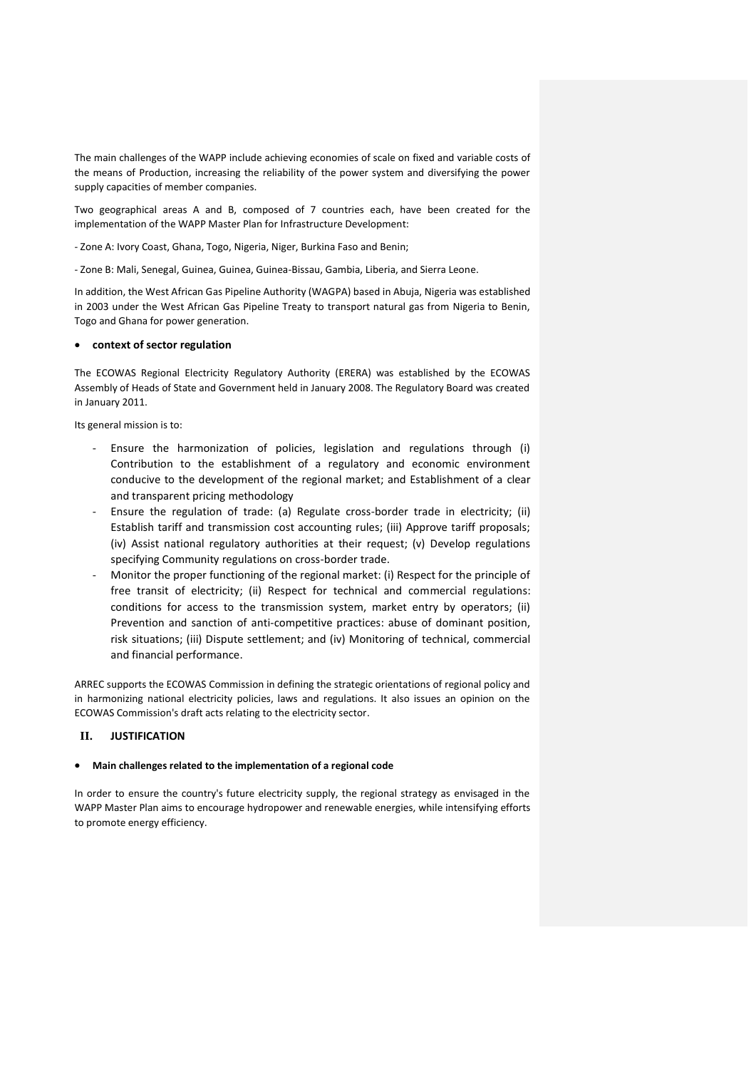The main challenges of the WAPP include achieving economies of scale on fixed and variable costs of the means of Production, increasing the reliability of the power system and diversifying the power supply capacities of member companies.

Two geographical areas A and B, composed of 7 countries each, have been created for the implementation of the WAPP Master Plan for Infrastructure Development:

- Zone A: Ivory Coast, Ghana, Togo, Nigeria, Niger, Burkina Faso and Benin;

- Zone B: Mali, Senegal, Guinea, Guinea, Guinea-Bissau, Gambia, Liberia, and Sierra Leone.

In addition, the West African Gas Pipeline Authority (WAGPA) based in Abuja, Nigeria was established in 2003 under the West African Gas Pipeline Treaty to transport natural gas from Nigeria to Benin, Togo and Ghana for power generation.

- **context of sector regulation**

The ECOWAS Regional Electricity Regulatory Authority (ERERA) was established by the ECOWAS Assembly of Heads of State and Government held in January 2008. The Regulatory Board was created in January 2011.

Its general mission is to:

- Ensure the harmonization of policies, legislation and regulations through (i) Contribution to the establishment of a regulatory and economic environment conducive to the development of the regional market; and Establishment of a clear and transparent pricing methodology
- Ensure the regulation of trade: (a) Regulate cross-border trade in electricity; (ii) Establish tariff and transmission cost accounting rules; (iii) Approve tariff proposals; (iv) Assist national regulatory authorities at their request; (v) Develop regulations specifying Community regulations on cross-border trade.
- Monitor the proper functioning of the regional market: (i) Respect for the principle of free transit of electricity; (ii) Respect for technical and commercial regulations: conditions for access to the transmission system, market entry by operators; (ii) Prevention and sanction of anti-competitive practices: abuse of dominant position, risk situations; (iii) Dispute settlement; and (iv) Monitoring of technical, commercial and financial performance.

ARREC supports the ECOWAS Commission in defining the strategic orientations of regional policy and in harmonizing national electricity policies, laws and regulations. It also issues an opinion on the ECOWAS Commission's draft acts relating to the electricity sector.

## II. JUSTIFICATION

- **Main challenges related to the implementation of a regional code**

In order to ensure the country's future electricity supply, the regional strategy as envisaged in the WAPP Master Plan aims to encourage hydropower and renewable energies, while intensifying efforts to promote energy efficiency.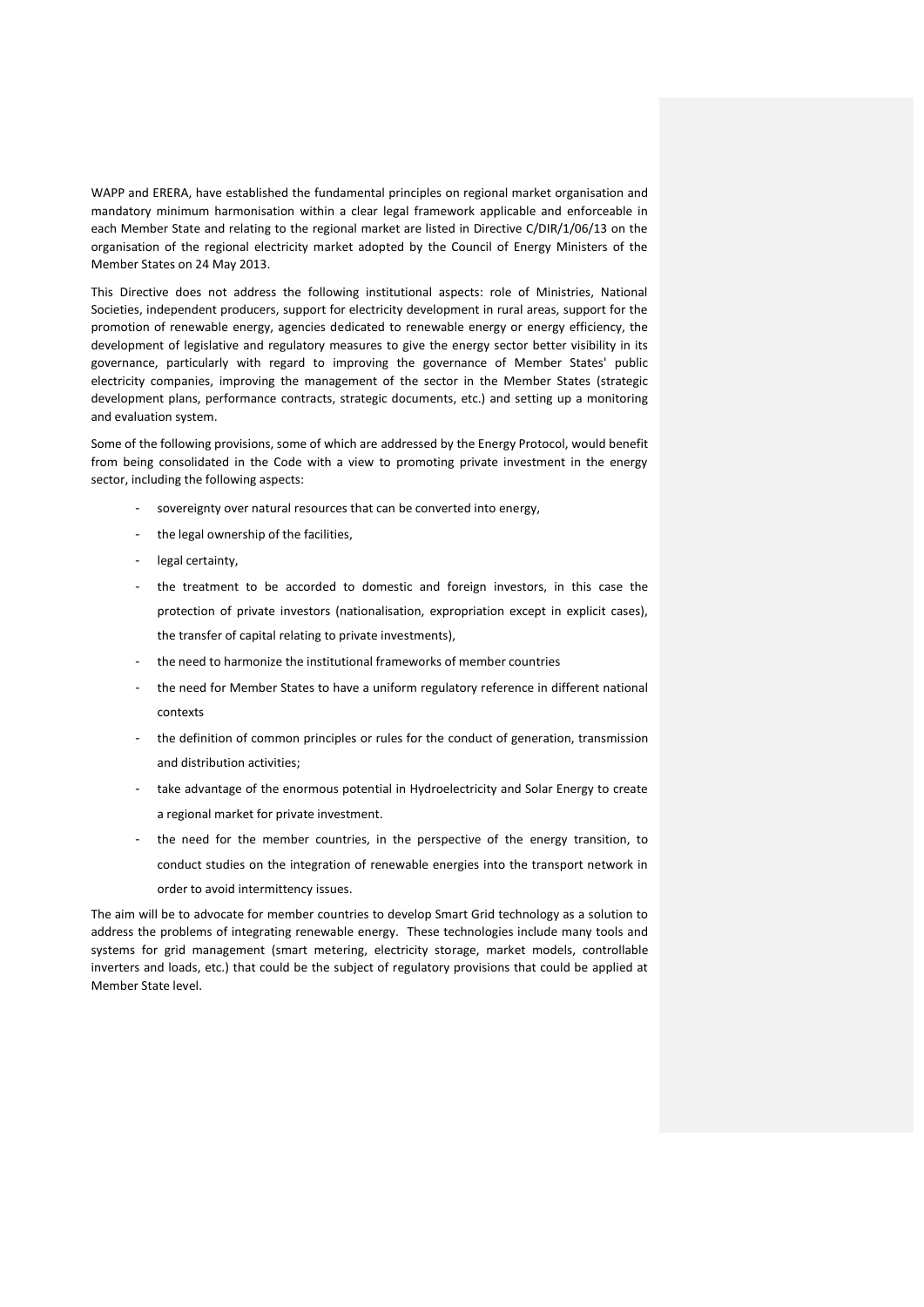WAPP and ERERA, have established the fundamental principles on regional market organisation and mandatory minimum harmonisation within a clear legal framework applicable and enforceable in each Member State and relating to the regional market are listed in Directive C/DIR/1/06/13 on the organisation of the regional electricity market adopted by the Council of Energy Ministers of the Member States on 24 May 2013.

This Directive does not address the following institutional aspects: role of Ministries, National Societies, independent producers, support for electricity development in rural areas, support for the promotion of renewable energy, agencies dedicated to renewable energy or energy efficiency, the development of legislative and regulatory measures to give the energy sector better visibility in its governance, particularly with regard to improving the governance of Member States' public electricity companies, improving the management of the sector in the Member States (strategic development plans, performance contracts, strategic documents, etc.) and setting up a monitoring and evaluation system.

Some of the following provisions, some of which are addressed by the Energy Protocol, would benefit from being consolidated in the Code with a view to promoting private investment in the energy sector, including the following aspects:

- sovereignty over natural resources that can be converted into energy,
- the legal ownership of the facilities,
- legal certainty,
- the treatment to be accorded to domestic and foreign investors, in this case the protection of private investors (nationalisation, expropriation except in explicit cases), the transfer of capital relating to private investments),
- the need to harmonize the institutional frameworks of member countries
- the need for Member States to have a uniform regulatory reference in different national contexts
- the definition of common principles or rules for the conduct of generation, transmission and distribution activities;
- take advantage of the enormous potential in Hydroelectricity and Solar Energy to create a regional market for private investment.
- the need for the member countries, in the perspective of the energy transition, to conduct studies on the integration of renewable energies into the transport network in order to avoid intermittency issues.

The aim will be to advocate for member countries to develop Smart Grid technology as a solution to address the problems of integrating renewable energy. These technologies include many tools and systems for grid management (smart metering, electricity storage, market models, controllable inverters and loads, etc.) that could be the subject of regulatory provisions that could be applied at Member State level.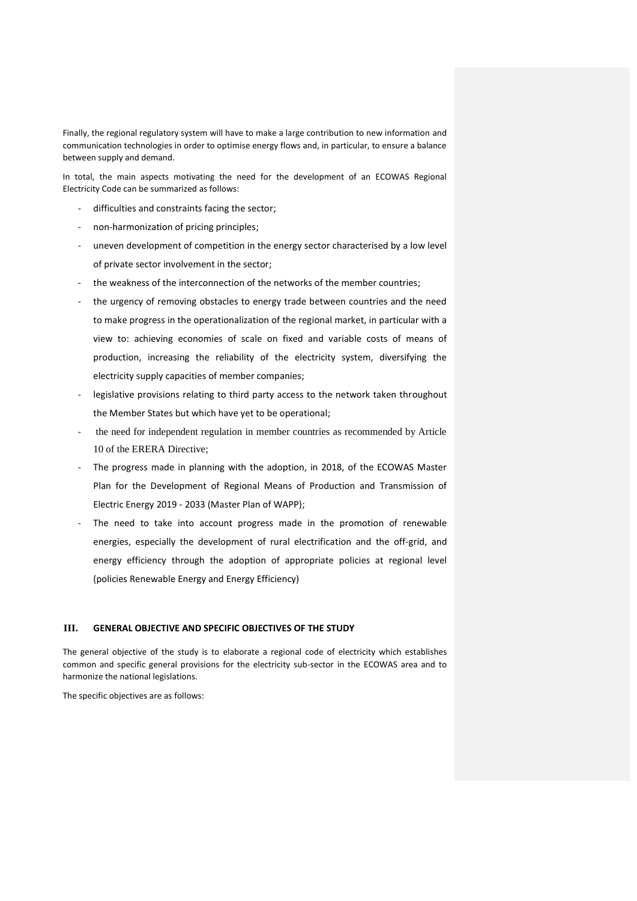Finally, the regional regulatory system will have to make a large contribution to new information and communication technologies in order to optimise energy flows and, in particular, to ensure a balance between supply and demand.

In total, the main aspects motivating the need for the development of an ECOWAS Regional Electricity Code can be summarized as follows:

- difficulties and constraints facing the sector;
- non-harmonization of pricing principles;
- uneven development of competition in the energy sector characterised by a low level of private sector involvement in the sector;
- the weakness of the interconnection of the networks of the member countries;
- the urgency of removing obstacles to energy trade between countries and the need to make progress in the operationalization of the regional market, in particular with a view to: achieving economies of scale on fixed and variable costs of means of production, increasing the reliability of the electricity system, diversifying the electricity supply capacities of member companies;
- legislative provisions relating to third party access to the network taken throughout the Member States but which have yet to be operational;
- the need for independent regulation in member countries as recommended by Article 10 of the ERERA Directive;
- The progress made in planning with the adoption, in 2018, of the ECOWAS Master Plan for the Development of Regional Means of Production and Transmission of Electric Energy 2019 - 2033 (Master Plan of WAPP);
- The need to take into account progress made in the promotion of renewable energies, especially the development of rural electrification and the off-grid, and energy efficiency through the adoption of appropriate policies at regional level (policies Renewable Energy and Energy Efficiency)

## III. GENERAL OBJECTIVE AND SPECIFIC OBJECTIVES OF THE STUDY

The general objective of the study is to elaborate a regional code of electricity which establishes common and specific general provisions for the electricity sub-sector in the ECOWAS area and to harmonize the national legislations.

The specific objectives are as follows: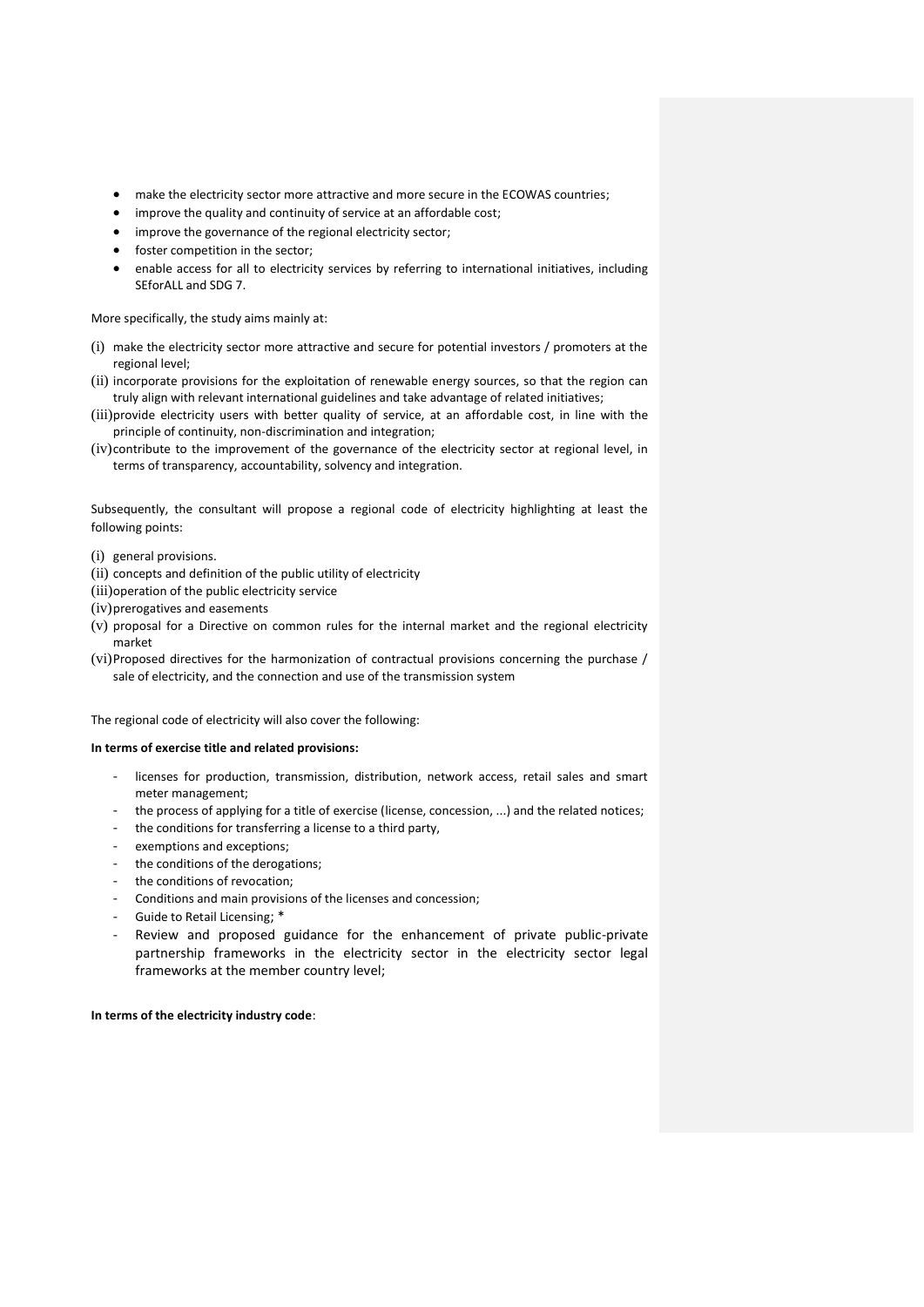- make the electricity sector more attractive and more secure in the ECOWAS countries;
- improve the quality and continuity of service at an affordable cost;
- improve the governance of the regional electricity sector;
- foster competition in the sector;
- enable access for all to electricity services by referring to international initiatives, including SEforALL and SDG 7.

More specifically, the study aims mainly at:

(i) make the electricity sector more attractive and secure for potential investors / promoters at the regional level;
(ii) incorporate provisions for the exploitation of renewable energy sources, so that the region can truly align with relevant international guidelines and take advantage of related initiatives;
(iii) provide electricity users with better quality of service, at an affordable cost, in line with the principle of continuity, non-discrimination and integration;
(iv) contribute to the improvement of the governance of the electricity sector at regional level, in terms of transparency, accountability, solvency and integration.

Subsequently, the consultant will propose a regional code of electricity highlighting at least the following points:

(i) general provisions.
(ii) concepts and definition of the public utility of electricity
(iii) operation of the public electricity service
(iv) prerogatives and easements
(v) proposal for a Directive on common rules for the internal market and the regional electricity market
(vi) Proposed directives for the harmonization of contractual provisions concerning the purchase / sale of electricity, and the connection and use of the transmission system

The regional code of electricity will also cover the following:

**In terms of exercise title and related provisions:**

- licenses for production, transmission, distribution, network access, retail sales and smart meter management;
- the process of applying for a title of exercise (license, concession, ...) and the related notices;
- the conditions for transferring a license to a third party,
- exemptions and exceptions;
- the conditions of the derogations;
- the conditions of revocation;
- Conditions and main provisions of the licenses and concession;
- Guide to Retail Licensing; *
- Review and proposed guidance for the enhancement of private public-private partnership frameworks in the electricity sector in the electricity sector legal frameworks at the member country level;

**In terms of the electricity industry code**: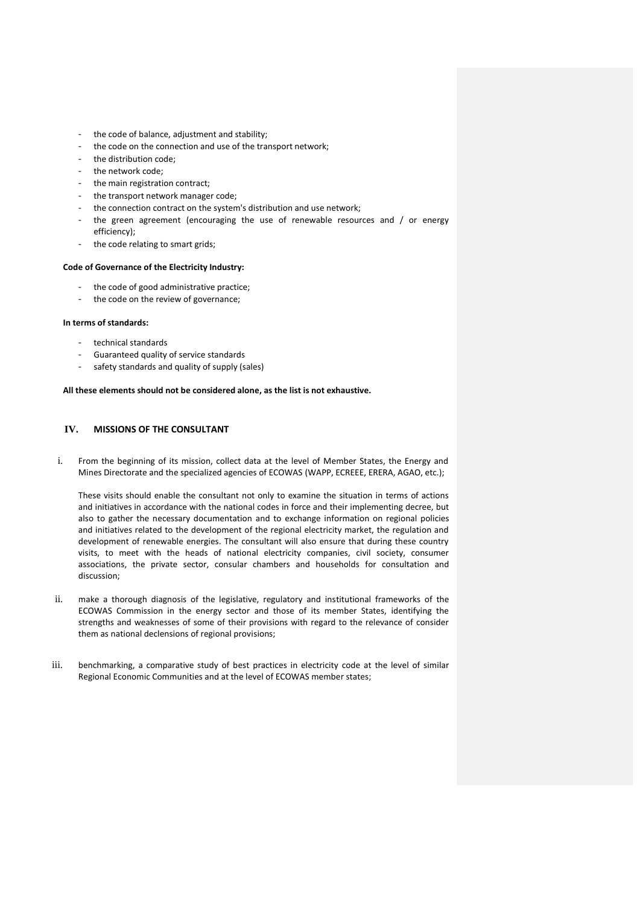- the code of balance, adjustment and stability;
- the code on the connection and use of the transport network;
- the distribution code;
- the network code;
- the main registration contract;
- the transport network manager code;
- the connection contract on the system's distribution and use network;
- the green agreement (encouraging the use of renewable resources and / or energy efficiency);
- the code relating to smart grids;

**Code of Governance of the Electricity Industry:**

- the code of good administrative practice;
- the code on the review of governance;

**In terms of standards:**

- technical standards
- Guaranteed quality of service standards
- safety standards and quality of supply (sales)

**All these elements should not be considered alone, as the list is not exhaustive.**

## IV. MISSIONS OF THE CONSULTANT

i. From the beginning of its mission, collect data at the level of Member States, the Energy and Mines Directorate and the specialized agencies of ECOWAS (WAPP, ECREEE, ERERA, AGAO, etc.);

   These visits should enable the consultant not only to examine the situation in terms of actions and initiatives in accordance with the national codes in force and their implementing decree, but also to gather the necessary documentation and to exchange information on regional policies and initiatives related to the development of the regional electricity market, the regulation and development of renewable energies. The consultant will also ensure that during these country visits, to meet with the heads of national electricity companies, civil society, consumer associations, the private sector, consular chambers and households for consultation and discussion;

ii. make a thorough diagnosis of the legislative, regulatory and institutional frameworks of the ECOWAS Commission in the energy sector and those of its member States, identifying the strengths and weaknesses of some of their provisions with regard to the relevance of consider them as national declensions of regional provisions;

iii. benchmarking, a comparative study of best practices in electricity code at the level of similar Regional Economic Communities and at the level of ECOWAS member states;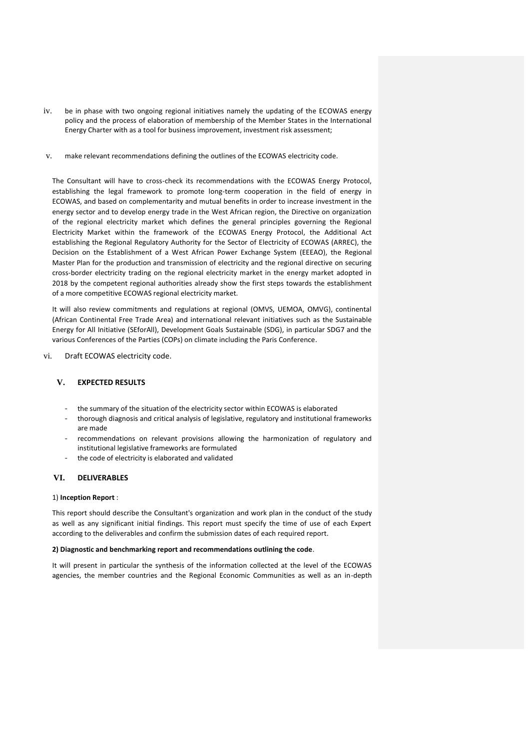iv. be in phase with two ongoing regional initiatives namely the updating of the ECOWAS energy policy and the process of elaboration of membership of the Member States in the International Energy Charter with as a tool for business improvement, investment risk assessment;

v. make relevant recommendations defining the outlines of the ECOWAS electricity code.

The Consultant will have to cross-check its recommendations with the ECOWAS Energy Protocol, establishing the legal framework to promote long-term cooperation in the field of energy in ECOWAS, and based on complementarity and mutual benefits in order to increase investment in the energy sector and to develop energy trade in the West African region, the Directive on organization of the regional electricity market which defines the general principles governing the Regional Electricity Market within the framework of the ECOWAS Energy Protocol, the Additional Act establishing the Regional Regulatory Authority for the Sector of Electricity of ECOWAS (ARREC), the Decision on the Establishment of a West African Power Exchange System (EEEAO), the Regional Master Plan for the production and transmission of electricity and the regional directive on securing cross-border electricity trading on the regional electricity market in the energy market adopted in 2018 by the competent regional authorities already show the first steps towards the establishment of a more competitive ECOWAS regional electricity market.

It will also review commitments and regulations at regional (OMVS, UEMOA, OMVG), continental (African Continental Free Trade Area) and international relevant initiatives such as the Sustainable Energy for All Initiative (SEforAll), Development Goals Sustainable (SDG), in particular SDG7 and the various Conferences of the Parties (COPs) on climate including the Paris Conference.

vi. Draft ECOWAS electricity code.

## V. EXPECTED RESULTS

- the summary of the situation of the electricity sector within ECOWAS is elaborated
- thorough diagnosis and critical analysis of legislative, regulatory and institutional frameworks are made
- recommendations on relevant provisions allowing the harmonization of regulatory and institutional legislative frameworks are formulated
- the code of electricity is elaborated and validated

## VI. DELIVERABLES

1) **Inception Report** :

This report should describe the Consultant's organization and work plan in the conduct of the study as well as any significant initial findings. This report must specify the time of use of each Expert according to the deliverables and confirm the submission dates of each required report.

**2) Diagnostic and benchmarking report and recommendations outlining the code**.

It will present in particular the synthesis of the information collected at the level of the ECOWAS agencies, the member countries and the Regional Economic Communities as well as an in-depth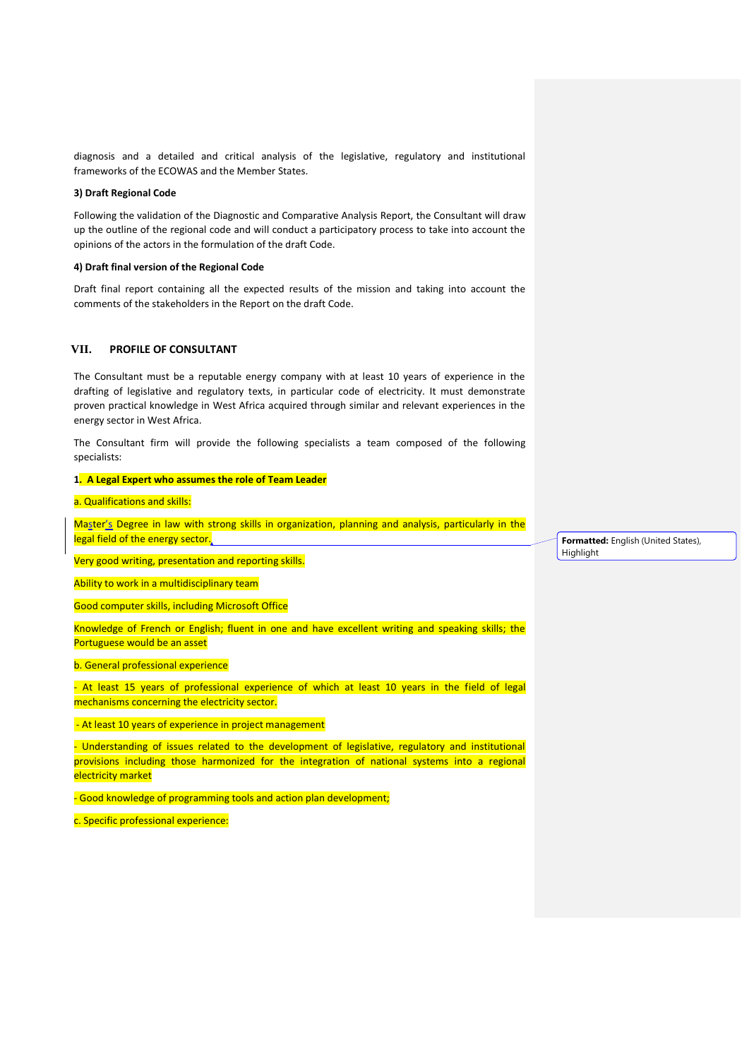diagnosis and a detailed and critical analysis of the legislative, regulatory and institutional frameworks of the ECOWAS and the Member States.

**3) Draft Regional Code**

Following the validation of the Diagnostic and Comparative Analysis Report, the Consultant will draw up the outline of the regional code and will conduct a participatory process to take into account the opinions of the actors in the formulation of the draft Code.

**4) Draft final version of the Regional Code**

Draft final report containing all the expected results of the mission and taking into account the comments of the stakeholders in the Report on the draft Code.

## VII. PROFILE OF CONSULTANT

The Consultant must be a reputable energy company with at least 10 years of experience in the drafting of legislative and regulatory texts, in particular code of electricity. It must demonstrate proven practical knowledge in West Africa acquired through similar and relevant experiences in the energy sector in West Africa.

The Consultant firm will provide the following specialists a team composed of the following specialists:

**1. A Legal Expert who assumes the role of Team Leader**

a. Qualifications and skills:

Master's Degree in law with strong skills in organization, planning and analysis, particularly in the legal field of the energy sector.

Very good writing, presentation and reporting skills.

Ability to work in a multidisciplinary team

Good computer skills, including Microsoft Office

Knowledge of French or English; fluent in one and have excellent writing and speaking skills; the Portuguese would be an asset

b. General professional experience

- At least 15 years of professional experience of which at least 10 years in the field of legal mechanisms concerning the electricity sector.

- At least 10 years of experience in project management

- Understanding of issues related to the development of legislative, regulatory and institutional provisions including those harmonized for the integration of national systems into a regional electricity market

- Good knowledge of programming tools and action plan development;

c. Specific professional experience: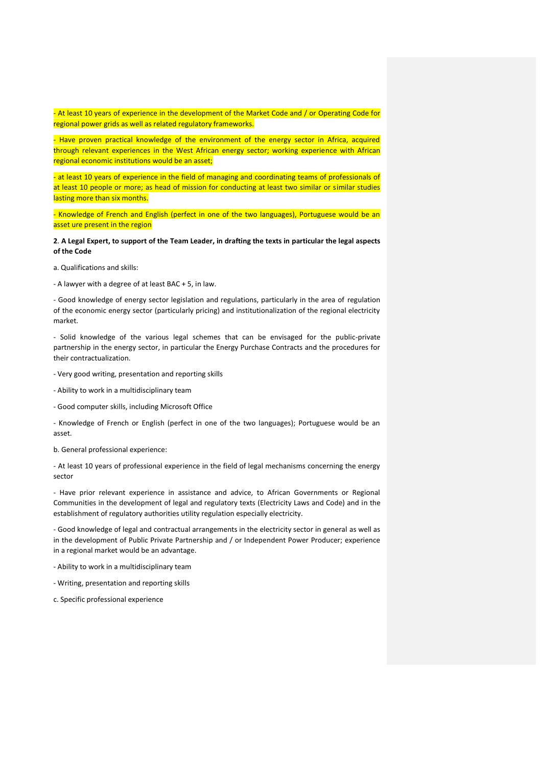- At least 10 years of experience in the development of the Market Code and / or Operating Code for regional power grids as well as related regulatory frameworks.

- Have proven practical knowledge of the environment of the energy sector in Africa, acquired through relevant experiences in the West African energy sector; working experience with African regional economic institutions would be an asset;

- at least 10 years of experience in the field of managing and coordinating teams of professionals of at least 10 people or more; as head of mission for conducting at least two similar or similar studies lasting more than six months.

- Knowledge of French and English (perfect in one of the two languages), Portuguese would be an asset ure present in the region

**2**. **A Legal Expert, to support of the Team Leader, in drafting the texts in particular the legal aspects of the Code**

a. Qualifications and skills:

- A lawyer with a degree of at least BAC + 5, in law.

- Good knowledge of energy sector legislation and regulations, particularly in the area of regulation of the economic energy sector (particularly pricing) and institutionalization of the regional electricity market.

- Solid knowledge of the various legal schemes that can be envisaged for the public-private partnership in the energy sector, in particular the Energy Purchase Contracts and the procedures for their contractualization.

- Very good writing, presentation and reporting skills

- Ability to work in a multidisciplinary team

- Good computer skills, including Microsoft Office

- Knowledge of French or English (perfect in one of the two languages); Portuguese would be an asset.

b. General professional experience:

- At least 10 years of professional experience in the field of legal mechanisms concerning the energy sector

- Have prior relevant experience in assistance and advice, to African Governments or Regional Communities in the development of legal and regulatory texts (Electricity Laws and Code) and in the establishment of regulatory authorities utility regulation especially electricity.

- Good knowledge of legal and contractual arrangements in the electricity sector in general as well as in the development of Public Private Partnership and / or Independent Power Producer; experience in a regional market would be an advantage.

- Ability to work in a multidisciplinary team

- Writing, presentation and reporting skills

c. Specific professional experience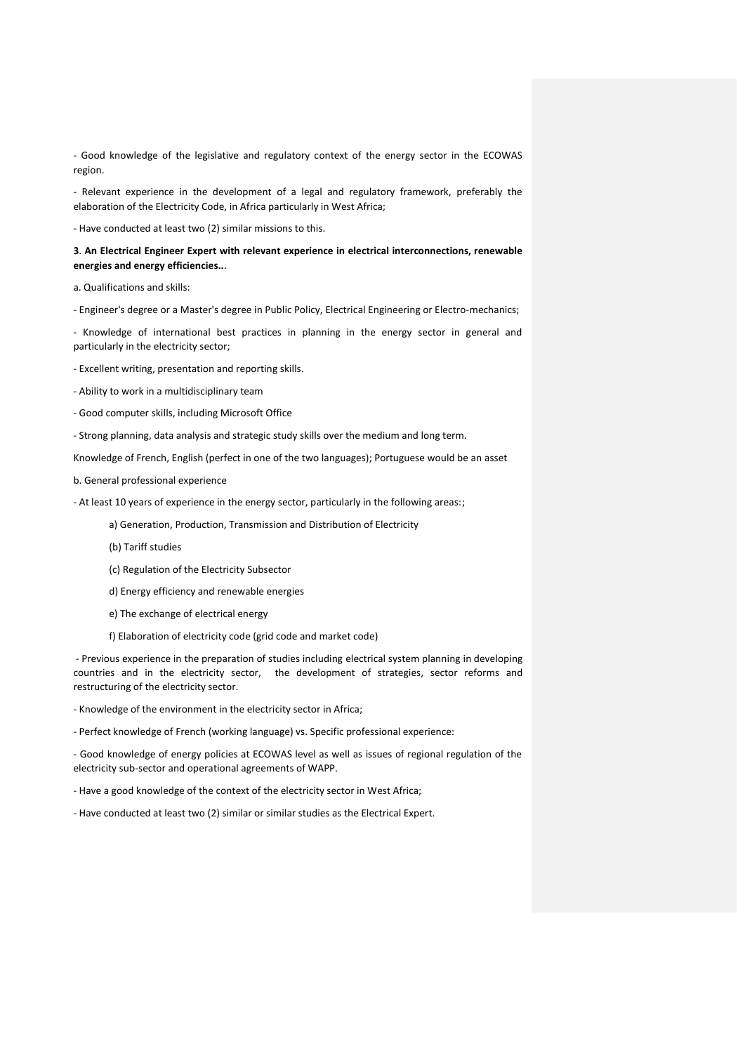- Good knowledge of the legislative and regulatory context of the energy sector in the ECOWAS region.

- Relevant experience in the development of a legal and regulatory framework, preferably the elaboration of the Electricity Code, in Africa particularly in West Africa;

- Have conducted at least two (2) similar missions to this.

**3**. **An Electrical Engineer Expert with relevant experience in electrical interconnections, renewable energies and energy efficiencies..**.

a. Qualifications and skills:

- Engineer's degree or a Master's degree in Public Policy, Electrical Engineering or Electro-mechanics;

- Knowledge of international best practices in planning in the energy sector in general and particularly in the electricity sector;

- Excellent writing, presentation and reporting skills.

- Ability to work in a multidisciplinary team

- Good computer skills, including Microsoft Office

- Strong planning, data analysis and strategic study skills over the medium and long term.

Knowledge of French, English (perfect in one of the two languages); Portuguese would be an asset

b. General professional experience

- At least 10 years of experience in the energy sector, particularly in the following areas:;

  a) Generation, Production, Transmission and Distribution of Electricity

  (b) Tariff studies

  (c) Regulation of the Electricity Subsector

  d) Energy efficiency and renewable energies

  e) The exchange of electrical energy

  f) Elaboration of electricity code (grid code and market code)

- Previous experience in the preparation of studies including electrical system planning in developing countries and in the electricity sector, the development of strategies, sector reforms and restructuring of the electricity sector.

- Knowledge of the environment in the electricity sector in Africa;

- Perfect knowledge of French (working language) vs. Specific professional experience:

- Good knowledge of energy policies at ECOWAS level as well as issues of regional regulation of the electricity sub-sector and operational agreements of WAPP.

- Have a good knowledge of the context of the electricity sector in West Africa;

- Have conducted at least two (2) similar or similar studies as the Electrical Expert.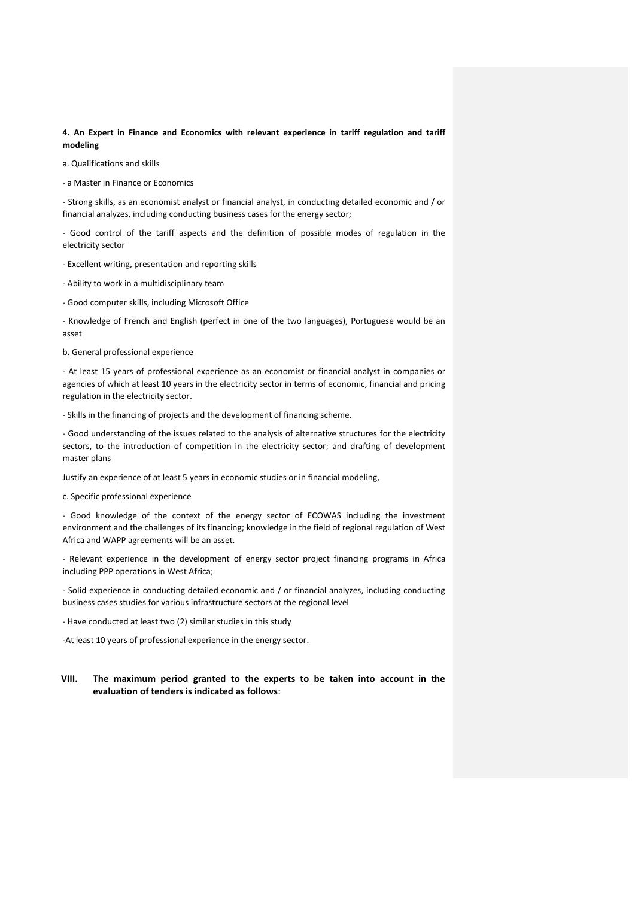**4. An Expert in Finance and Economics with relevant experience in tariff regulation and tariff modeling**

a. Qualifications and skills

- a Master in Finance or Economics

- Strong skills, as an economist analyst or financial analyst, in conducting detailed economic and / or financial analyzes, including conducting business cases for the energy sector;

- Good control of the tariff aspects and the definition of possible modes of regulation in the electricity sector

- Excellent writing, presentation and reporting skills

- Ability to work in a multidisciplinary team

- Good computer skills, including Microsoft Office

- Knowledge of French and English (perfect in one of the two languages), Portuguese would be an asset

b. General professional experience

- At least 15 years of professional experience as an economist or financial analyst in companies or agencies of which at least 10 years in the electricity sector in terms of economic, financial and pricing regulation in the electricity sector.

- Skills in the financing of projects and the development of financing scheme.

- Good understanding of the issues related to the analysis of alternative structures for the electricity sectors, to the introduction of competition in the electricity sector; and drafting of development master plans

Justify an experience of at least 5 years in economic studies or in financial modeling,

c. Specific professional experience

- Good knowledge of the context of the energy sector of ECOWAS including the investment environment and the challenges of its financing; knowledge in the field of regional regulation of West Africa and WAPP agreements will be an asset.

- Relevant experience in the development of energy sector project financing programs in Africa including PPP operations in West Africa;

- Solid experience in conducting detailed economic and / or financial analyzes, including conducting business cases studies for various infrastructure sectors at the regional level

- Have conducted at least two (2) similar studies in this study

-At least 10 years of professional experience in the energy sector.

## VIII. The maximum period granted to the experts to be taken into account in the evaluation of tenders is indicated as follows: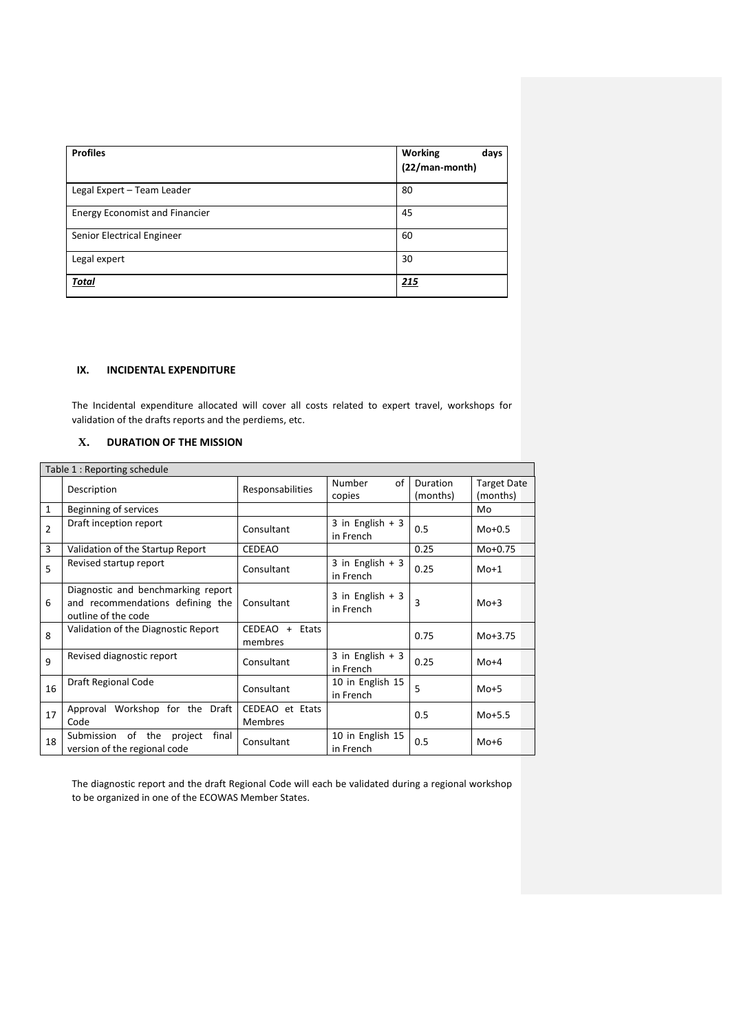| Profiles | Working days (22/man-month) |
|---|---|
| Legal Expert – Team Leader | 80 |
| Energy Economist and Financier | 45 |
| Senior Electrical Engineer | 60 |
| Legal expert | 30 |
| ***Total*** | ***215*** |

## IX. INCIDENTAL EXPENDITURE

The Incidental expenditure allocated will cover all costs related to expert travel, workshops for validation of the drafts reports and the perdiems, etc.

## X. DURATION OF THE MISSION

| Table 1 : Reporting schedule | | | | | |
|---|---|---|---|---|---|
| | Description | Responsabilities | Number of copies | Duration (months) | Target Date (months) |
| 1 | Beginning of services | | | | Mo |
| 2 | Draft inception report | Consultant | 3 in English + 3 in French | 0.5 | Mo+0.5 |
| 3 | Validation of the Startup Report | CEDEAO | | 0.25 | Mo+0.75 |
| 5 | Revised startup report | Consultant | 3 in English + 3 in French | 0.25 | Mo+1 |
| 6 | Diagnostic and benchmarking report and recommendations defining the outline of the code | Consultant | 3 in English + 3 in French | 3 | Mo+3 |
| 8 | Validation of the Diagnostic Report | CEDEAO + Etats membres | | 0.75 | Mo+3.75 |
| 9 | Revised diagnostic report | Consultant | 3 in English + 3 in French | 0.25 | Mo+4 |
| 16 | Draft Regional Code | Consultant | 10 in English 15 in French | 5 | Mo+5 |
| 17 | Approval Workshop for the Draft Code | CEDEAO et Etats Membres | | 0.5 | Mo+5.5 |
| 18 | Submission of the project final version of the regional code | Consultant | 10 in English 15 in French | 0.5 | Mo+6 |

The diagnostic report and the draft Regional Code will each be validated during a regional workshop to be organized in one of the ECOWAS Member States.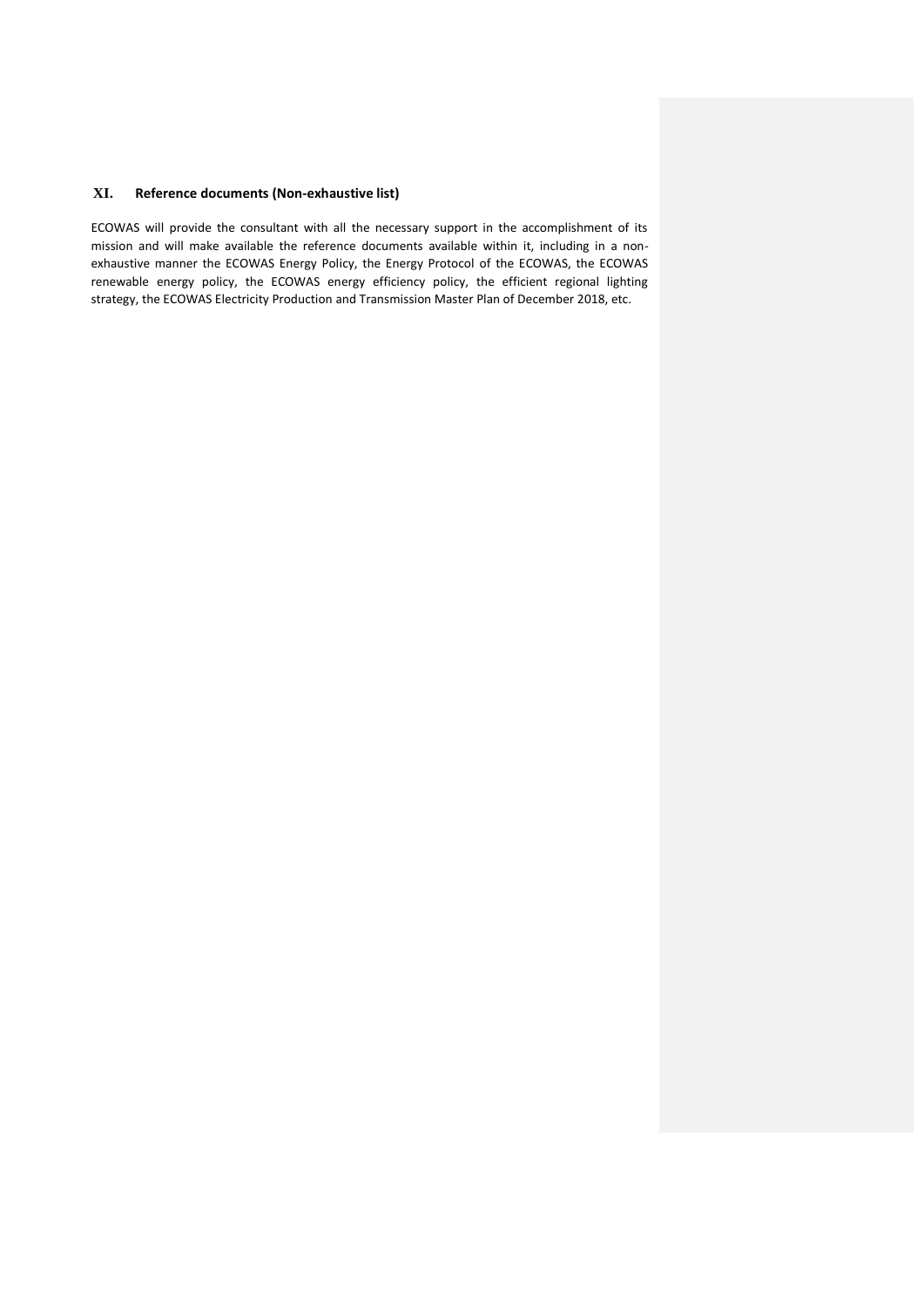## XI. Reference documents (Non-exhaustive list)

ECOWAS will provide the consultant with all the necessary support in the accomplishment of its mission and will make available the reference documents available within it, including in a non-exhaustive manner the ECOWAS Energy Policy, the Energy Protocol of the ECOWAS, the ECOWAS renewable energy policy, the ECOWAS energy efficiency policy, the efficient regional lighting strategy, the ECOWAS Electricity Production and Transmission Master Plan of December 2018, etc.